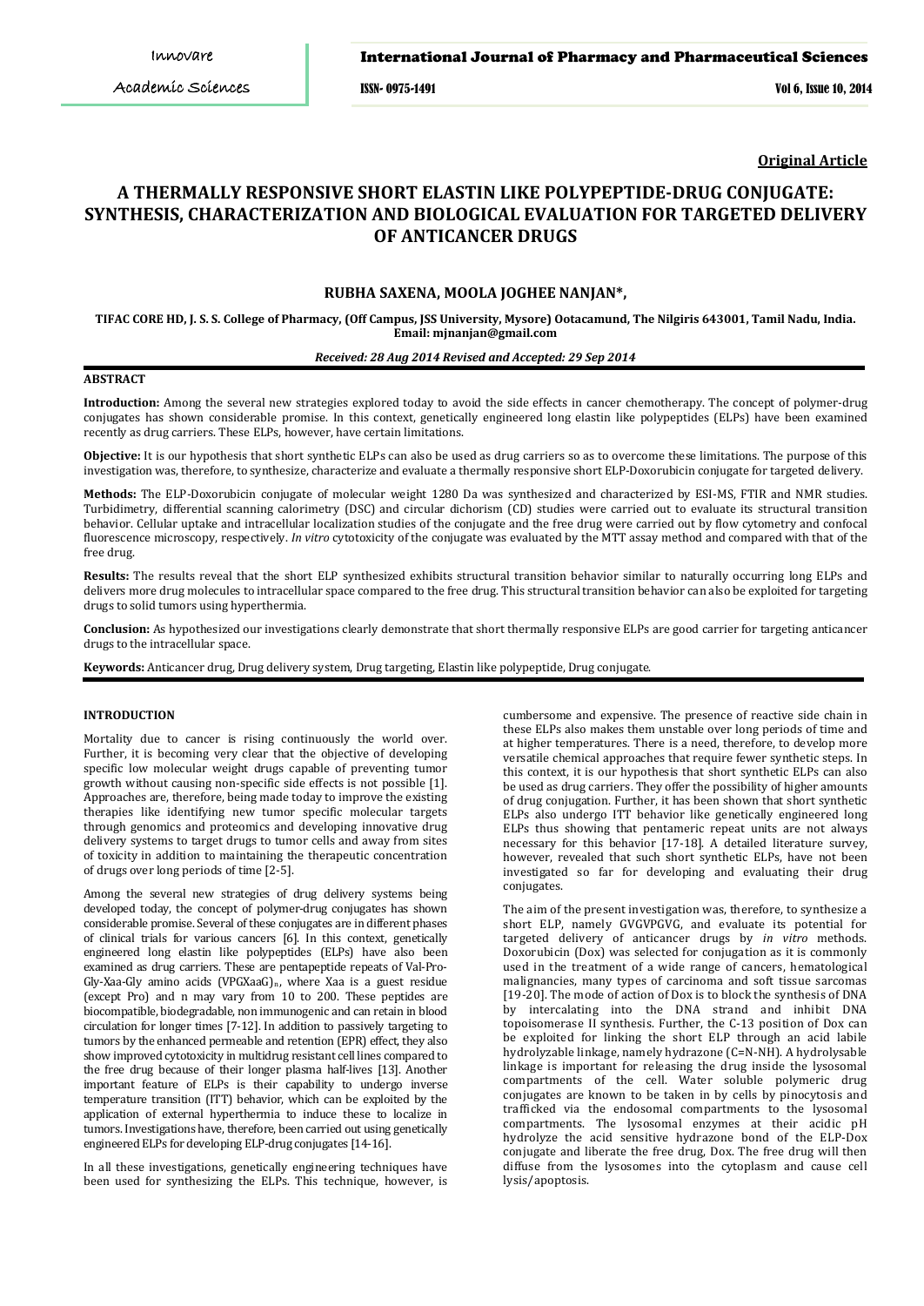**Original Article**

# A THERMALLY RESPONSIVE SHORT ELASTIN LIKE POLYPEPTIDE-DRUG CONJUGATE: SYNTHESIS, CHARACTERIZATION AND BIOLOGICAL EVALUATION FOR TARGETED DELIVERY OF ANTICANCER DRUGS

**RUBHA SAXENA, MOOLA JOGHEE NANJAN*,**

**TIFAC CORE HD, J. S. S. College of Pharmacy, (Off Campus, JSS University, Mysore) Ootacamund, The Nilgiris 643001, Tamil Nadu, India. Email: mjnanjan@gmail.com**

***Received: 28 Aug 2014 Revised and Accepted: 29 Sep 2014***

## ABSTRACT

**Introduction:** Among the several new strategies explored today to avoid the side effects in cancer chemotherapy. The concept of polymer-drug conjugates has shown considerable promise. In this context, genetically engineered long elastin like polypeptides (ELPs) have been examined recently as drug carriers. These ELPs, however, have certain limitations.

**Objective:** It is our hypothesis that short synthetic ELPs can also be used as drug carriers so as to overcome these limitations. The purpose of this investigation was, therefore, to synthesize, characterize and evaluate a thermally responsive short ELP-Doxorubicin conjugate for targeted delivery.

**Methods:** The ELP-Doxorubicin conjugate of molecular weight 1280 Da was synthesized and characterized by ESI-MS, FTIR and NMR studies. Turbidimetry, differential scanning calorimetry (DSC) and circular dichorism (CD) studies were carried out to evaluate its structural transition behavior. Cellular uptake and intracellular localization studies of the conjugate and the free drug were carried out by flow cytometry and confocal fluorescence microscopy, respectively. *In vitro* cytotoxicity of the conjugate was evaluated by the MTT assay method and compared with that of the free drug.

**Results:** The results reveal that the short ELP synthesized exhibits structural transition behavior similar to naturally occurring long ELPs and delivers more drug molecules to intracellular space compared to the free drug. This structural transition behavior can also be exploited for targeting drugs to solid tumors using hyperthermia.

**Conclusion:** As hypothesized our investigations clearly demonstrate that short thermally responsive ELPs are good carrier for targeting anticancer drugs to the intracellular space.

**Keywords:** Anticancer drug, Drug delivery system, Drug targeting, Elastin like polypeptide, Drug conjugate.

## INTRODUCTION

Mortality due to cancer is rising continuously the world over. Further, it is becoming very clear that the objective of developing specific low molecular weight drugs capable of preventing tumor growth without causing non-specific side effects is not possible [1]. Approaches are, therefore, being made today to improve the existing therapies like identifying new tumor specific molecular targets through genomics and proteomics and developing innovative drug delivery systems to target drugs to tumor cells and away from sites of toxicity in addition to maintaining the therapeutic concentration of drugs over long periods of time [2-5].

Among the several new strategies of drug delivery systems being developed today, the concept of polymer-drug conjugates has shown considerable promise. Several of these conjugates are in different phases of clinical trials for various cancers [6]. In this context, genetically engineered long elastin like polypeptides (ELPs) have also been examined as drug carriers. These are pentapeptide repeats of Val-Pro-Gly-Xaa-Gly amino acids $(VPGXaaG)_n$, where Xaa is a guest residue (except Pro) and n may vary from 10 to 200. These peptides are biocompatible, biodegradable, non immunogenic and can retain in blood circulation for longer times [7-12]. In addition to passively targeting to tumors by the enhanced permeable and retention (EPR) effect, they also show improved cytotoxicity in multidrug resistant cell lines compared to the free drug because of their longer plasma half-lives [13]. Another important feature of ELPs is their capability to undergo inverse temperature transition (ITT) behavior, which can be exploited by the application of external hyperthermia to induce these to localize in tumors. Investigations have, therefore, been carried out using genetically engineered ELPs for developing ELP-drug conjugates [14-16].

In all these investigations, genetically engineering techniques have been used for synthesizing the ELPs. This technique, however, is cumbersome and expensive. The presence of reactive side chain in these ELPs also makes them unstable over long periods of time and at higher temperatures. There is a need, therefore, to develop more versatile chemical approaches that require fewer synthetic steps. In this context, it is our hypothesis that short synthetic ELPs can also be used as drug carriers. They offer the possibility of higher amounts of drug conjugation. Further, it has been shown that short synthetic ELPs also undergo ITT behavior like genetically engineered long ELPs thus showing that pentameric repeat units are not always necessary for this behavior [17-18]. A detailed literature survey, however, revealed that such short synthetic ELPs, have not been investigated so far for developing and evaluating their drug conjugates.

The aim of the present investigation was, therefore, to synthesize a short ELP, namely GVGVPGVG, and evaluate its potential for targeted delivery of anticancer drugs by *in vitro* methods. Doxorubicin (Dox) was selected for conjugation as it is commonly used in the treatment of a wide range of cancers, hematological malignancies, many types of carcinoma and soft tissue sarcomas [19-20]. The mode of action of Dox is to block the synthesis of DNA by intercalating into the DNA strand and inhibit DNA topoisomerase II synthesis. Further, the C-13 position of Dox can be exploited for linking the short ELP through an acid labile hydrolyzable linkage, namely hydrazone (C=N-NH). A hydrolysable linkage is important for releasing the drug inside the lysosomal compartments of the cell. Water soluble polymeric drug conjugates are known to be taken in by cells by pinocytosis and trafficked via the endosomal compartments to the lysosomal compartments. The lysosomal enzymes at their acidic pH hydrolyze the acid sensitive hydrazone bond of the ELP-Dox conjugate and liberate the free drug, Dox. The free drug will then diffuse from the lysosomes into the cytoplasm and cause cell lysis/apoptosis.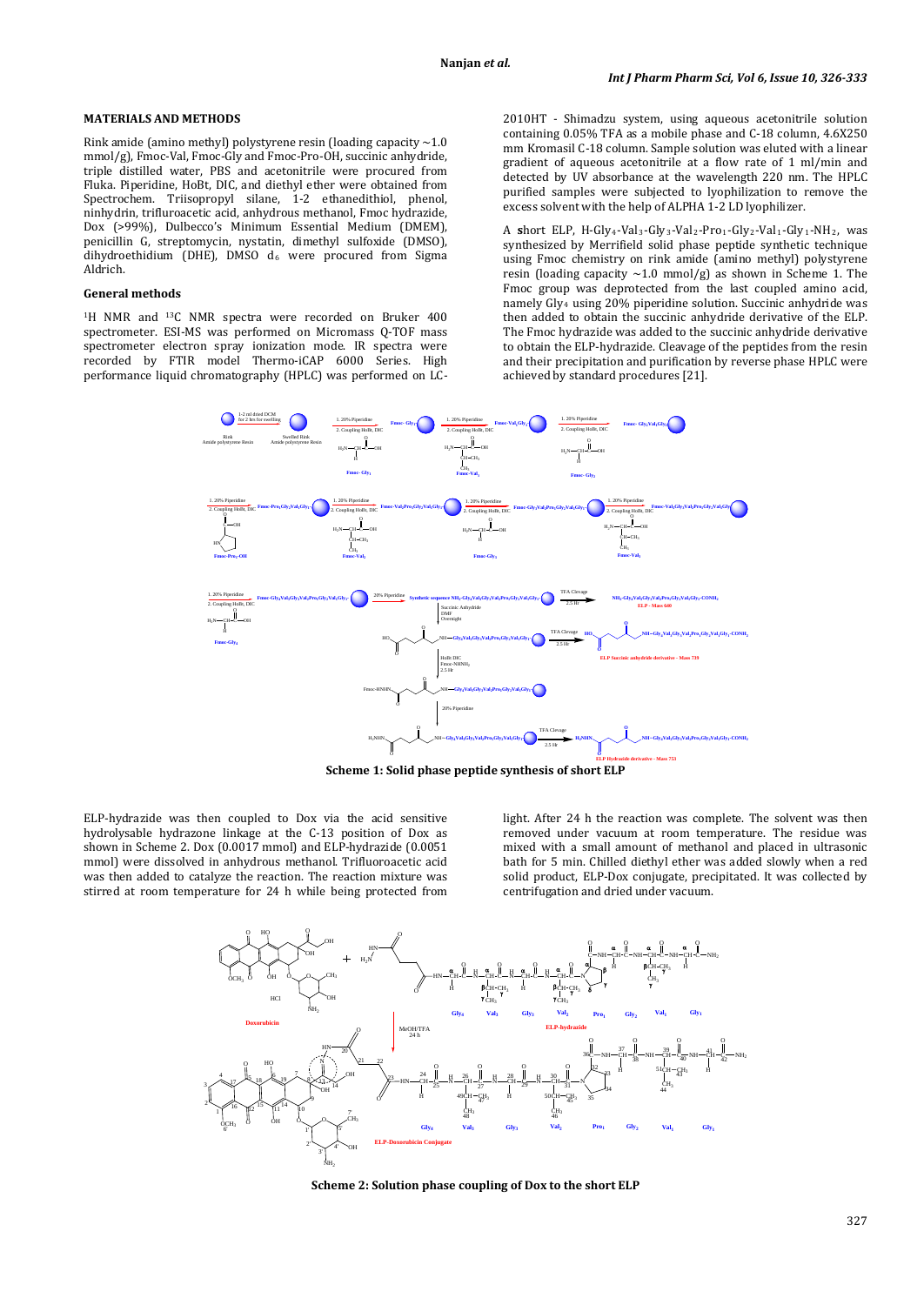## MATERIALS AND METHODS

Rink amide (amino methyl) polystyrene resin (loading capacity ~1.0 mmol/g), Fmoc-Val, Fmoc-Gly and Fmoc-Pro-OH, succinic anhydride, triple distilled water, PBS and acetonitrile were procured from Fluka. Piperidine, HoBt, DIC, and diethyl ether were obtained from Spectrochem. Triisopropyl silane, 1-2 ethanedithiol, phenol, ninhydrin, trifluroacetic acid, anhydrous methanol, Fmoc hydrazide, Dox (>99%), Dulbecco's Minimum Essential Medium (DMEM), penicillin G, streptomycin, nystatin, dimethyl sulfoxide (DMSO), dihydroethidium (DHE), DMSO $d_6$ were procured from Sigma Aldrich.

### General methods

$^{1}H$ NMR and $^{13}C$ NMR spectra were recorded on Bruker 400 spectrometer. ESI-MS was performed on Micromass Q-TOF mass spectrometer electron spray ionization mode. IR spectra were recorded by FTIR model Thermo-iCAP 6000 Series. High performance liquid chromatography (HPLC) was performed on LC-2010HT - Shimadzu system, using aqueous acetonitrile solution containing 0.05% TFA as a mobile phase and C-18 column, 4.6X250 mm Kromasil C-18 column. Sample solution was eluted with a linear gradient of aqueous acetonitrile at a flow rate of 1 ml/min and detected by UV absorbance at the wavelength 220 nm. The HPLC purified samples were subjected to lyophilization to remove the excess solvent with the help of ALPHA 1-2 LD lyophilizer.

A short ELP, H-$Gly_4$-$Val_3$-$Gly_3$-$Val_2$-$Pro_1$-$Gly_2$-$Val_1$-$Gly_1$-$NH_2$, was synthesized by Merrifield solid phase peptide synthetic technique using Fmoc chemistry on rink amide (amino methyl) polystyrene resin (loading capacity ~1.0 mmol/g) as shown in Scheme 1. The Fmoc group was deprotected from the last coupled amino acid, namely $Gly_4$ using 20% piperidine solution. Succinic anhydride was then added to obtain the succinic anhydride derivative of the ELP. The Fmoc hydrazide was added to the succinic anhydride derivative to obtain the ELP-hydrazide. Cleavage of the peptides from the resin and their precipitation and purification by reverse phase HPLC were achieved by standard procedures [21].

Scheme 1: Solid phase peptide synthesis of short ELP

ELP-hydrazide was then coupled to Dox via the acid sensitive hydrolysable hydrazone linkage at the C-13 position of Dox as shown in Scheme 2. Dox (0.0017 mmol) and ELP-hydrazide (0.0051 mmol) were dissolved in anhydrous methanol. Trifluoroacetic acid was then added to catalyze the reaction. The reaction mixture was stirred at room temperature for 24 h while being protected from light. After 24 h the reaction was complete. The solvent was then removed under vacuum at room temperature. The residue was mixed with a small amount of methanol and placed in ultrasonic bath for 5 min. Chilled diethyl ether was added slowly when a red solid product, ELP-Dox conjugate, precipitated. It was collected by centrifugation and dried under vacuum.

Scheme 2: Solution phase coupling of Dox to the short ELP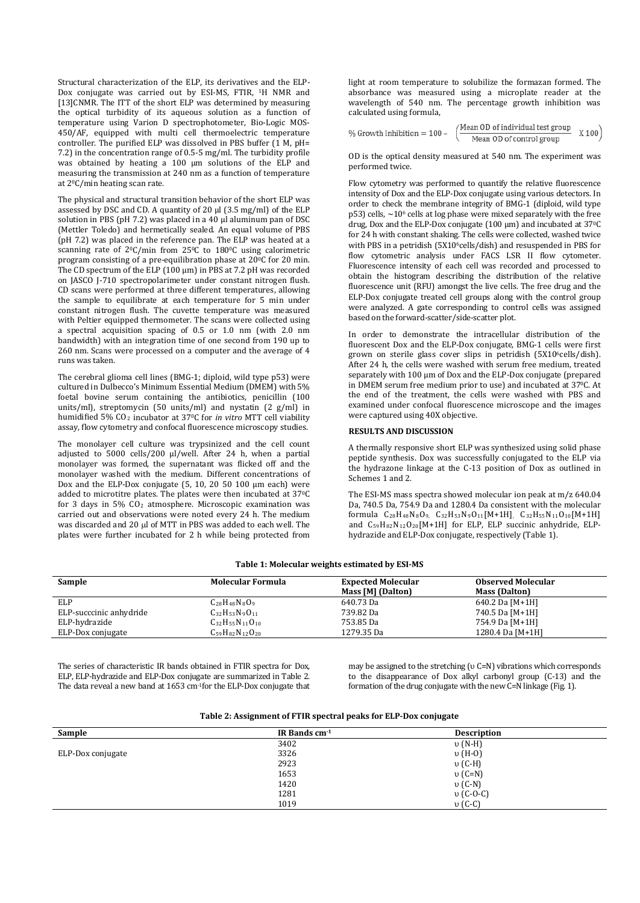Structural characterization of the ELP, its derivatives and the ELP-Dox conjugate was carried out by ESI-MS, FTIR, [1]H NMR and [13]CNMR. The ITT of the short ELP was determined by measuring the optical turbidity of its aqueous solution as a function of temperature using Varion D spectrophotometer, Bio-Logic MOS-450/AF, equipped with multi cell thermoelectric temperature controller. The purified ELP was dissolved in PBS buffer (1 M, pH= 7.2) in the concentration range of 0.5-5 mg/ml. The turbidity profile was obtained by heating a 100 µm solutions of the ELP and measuring the transmission at 240 nm as a function of temperature at 2⁰C/min heating scan rate.

The physical and structural transition behavior of the short ELP was assessed by DSC and CD. A quantity of 20 µl (3.5 mg/ml) of the ELP solution in PBS (pH 7.2) was placed in a 40 µl aluminum pan of DSC (Mettler Toledo) and hermetically sealed. An equal volume of PBS (pH 7.2) was placed in the reference pan. The ELP was heated at a scanning rate of 2⁰C/min from 25⁰C to 180⁰C using calorimetric program consisting of a pre-equilibration phase at 20⁰C for 20 min. The CD spectrum of the ELP (100 µm) in PBS at 7.2 pH was recorded on JASCO J-710 spectropolarimeter under constant nitrogen flush. CD scans were performed at three different temperatures, allowing the sample to equilibrate at each temperature for 5 min under constant nitrogen flush. The cuvette temperature was measured with Peltier equipped thermometer. The scans were collected using a spectral acquisition spacing of 0.5 or 1.0 nm (with 2.0 nm bandwidth) with an integration time of one second from 190 up to 260 nm. Scans were processed on a computer and the average of 4 runs was taken.

The cerebral glioma cell lines (BMG-1; diploid, wild type p53) were cultured in Dulbecco's Minimum Essential Medium (DMEM) with 5% foetal bovine serum containing the antibiotics, penicillin (100 units/ml), streptomycin (50 units/ml) and nystatin (2 g/ml) in humidified 5% $CO_2$ incubator at 37⁰C for *in vitro* MTT cell viability assay, flow cytometry and confocal fluorescence microscopy studies.

The monolayer cell culture was trypsinized and the cell count adjusted to 5000 cells/200 µl/well. After 24 h, when a partial monolayer was formed, the supernatant was flicked off and the monolayer washed with the medium. Different concentrations of Dox and the ELP-Dox conjugate (5, 10, 20 50 100 µm each) were added to microtitre plates. The plates were then incubated at 37⁰C for 3 days in 5% $CO_2$ atmosphere. Microscopic examination was carried out and observations were noted every 24 h. The medium was discarded and 20 µl of MTT in PBS was added to each well. The plates were further incubated for 2 h while being protected from light at room temperature to solubilize the formazan formed. The absorbance was measured using a microplate reader at the wavelength of 540 nm. The percentage growth inhibition was calculated using formula,

$$\%\ \text{Growth Inhibition} = 100 - \left(\frac{\text{Mean OD of individual test group}}{\text{Mean OD of control group}} \times 100\right)$$

OD is the optical density measured at 540 nm. The experiment was performed twice.

Flow cytometry was performed to quantify the relative fluorescence intensity of Dox and the ELP-Dox conjugate using various detectors. In order to check the membrane integrity of BMG-1 (diploid, wild type p53) cells, ~$10^6$ cells at log phase were mixed separately with the free drug, Dox and the ELP-Dox conjugate (100 µm) and incubated at 37⁰C for 24 h with constant shaking. The cells were collected, washed twice with PBS in a petridish ($5\times10^6$cells/dish) and resuspended in PBS for flow cytometric analysis under FACS LSR II flow cytometer. Fluorescence intensity of each cell was recorded and processed to obtain the histogram describing the distribution of the relative fluorescence unit (RFU) amongst the live cells. The free drug and the ELP-Dox conjugate treated cell groups along with the control group were analyzed. A gate corresponding to control cells was assigned based on the forward-scatter/side-scatter plot.

In order to demonstrate the intracellular distribution of the fluorescent Dox and the ELP-Dox conjugate, BMG-1 cells were first grown on sterile glass cover slips in petridish ($5\times10^6$cells/dish). After 24 h, the cells were washed with serum free medium, treated separately with 100 µm of Dox and the ELP-Dox conjugate (prepared in DMEM serum free medium prior to use) and incubated at 37⁰C. At the end of the treatment, the cells were washed with PBS and examined under confocal fluorescence microscope and the images were captured using 40X objective.

## RESULTS AND DISCUSSION

A thermally responsive short ELP was synthesized using solid phase peptide synthesis. Dox was successfully conjugated to the ELP via the hydrazone linkage at the C-13 position of Dox as outlined in Schemes 1 and 2.

The ESI-MS mass spectra showed molecular ion peak at m/z 640.04 Da, 740.5 Da, 754.9 Da and 1280.4 Da consistent with the molecular formula $C_{28}H_{48}N_8O_9$, $C_{32}H_{53}N_9O_{11}$[M+1H], $C_{32}H_{55}N_{11}O_{10}$[M+1H] and $C_{59}H_{82}N_{12}O_{20}$[M+1H] for ELP, ELP succinic anhydride, ELP-hydrazide and ELP-Dox conjugate, respectively (Table 1).

**Table 1: Molecular weights estimated by ESI-MS**

| Sample | Molecular Formula | Expected Molecular Mass [M] (Dalton) | Observed Molecular Mass (Dalton) |
|---|---|---|---|
| ELP | $C_{28}H_{48}N_8O_9$ | 640.73 Da | 640.2 Da [M+1H] |
| ELP-succcinic anhydride | $C_{32}H_{53}N_9O_{11}$ | 739.82 Da | 740.5 Da [M+1H] |
| ELP-hydrazide | $C_{32}H_{55}N_{11}O_{10}$ | 753.85 Da | 754.9 Da [M+1H] |
| ELP-Dox conjugate | $C_{59}H_{82}N_{12}O_{20}$ | 1279.35 Da | 1280.4 Da [M+1H] |

The series of characteristic IR bands obtained in FTIR spectra for Dox, ELP, ELP-hydrazide and ELP-Dox conjugate are summarized in Table 2. The data reveal a new band at 1653 cm$^{-1}$for the ELP-Dox conjugate that may be assigned to the stretching (υ C=N) vibrations which corresponds to the disappearance of Dox alkyl carbonyl group (C-13) and the formation of the drug conjugate with the new C=N linkage (Fig. 1).

**Table 2: Assignment of FTIR spectral peaks for ELP-Dox conjugate**

| Sample | IR Bands cm$^{-1}$ | Description |
|---|---|---|
| | 3402 | υ (N-H) |
| ELP-Dox conjugate | 3326 | υ (H-O) |
| | 2923 | υ (C-H) |
| | 1653 | υ (C=N) |
| | 1420 | υ (C-N) |
| | 1281 | υ (C-O-C) |
| | 1019 | υ (C-C) |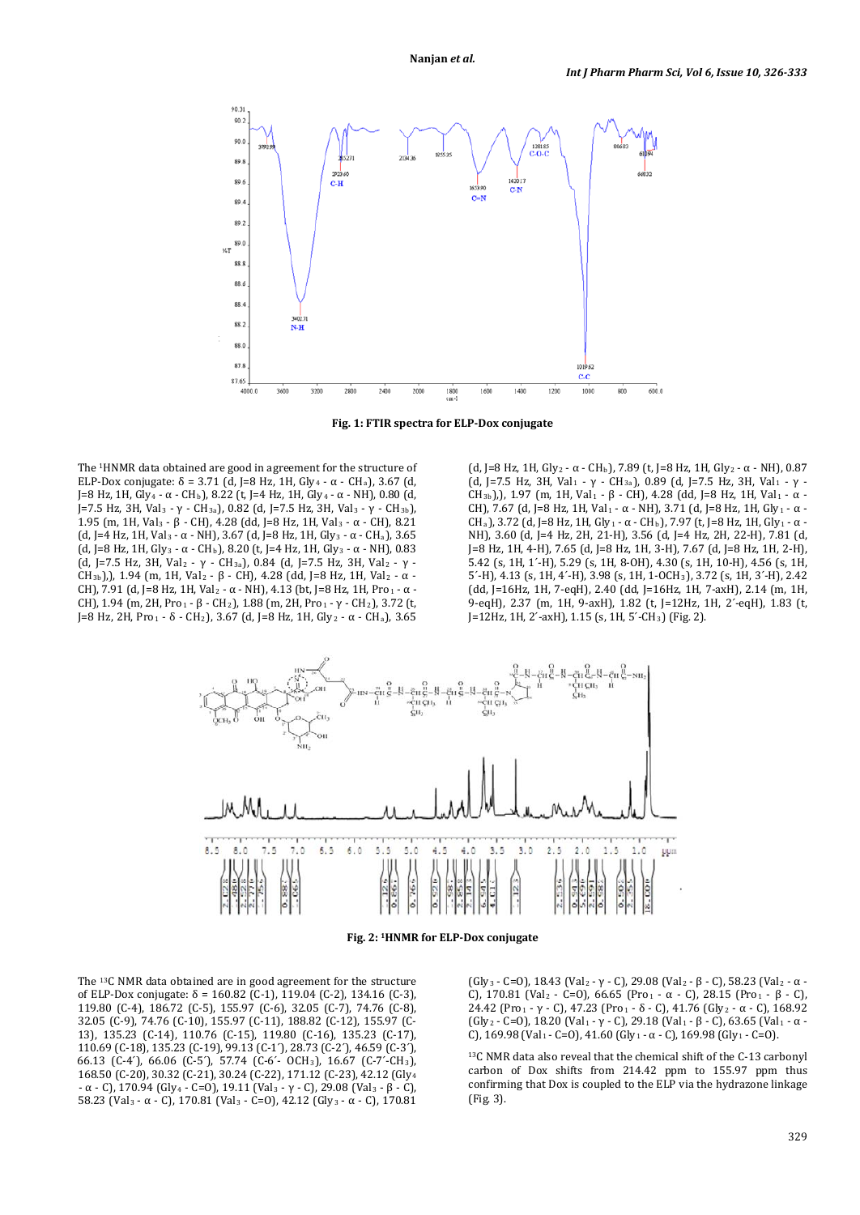Fig. 1: FTIR spectra for ELP-Dox conjugate

The $^1$HNMR data obtained are good in agreement for the structure of ELP-Dox conjugate: δ = 3.71 (d, J=8 Hz, 1H, Gly$_4$ - α - CH$_a$), 3.67 (d, J=8 Hz, 1H, Gly$_4$ - α - CH$_b$), 8.22 (t, J=4 Hz, 1H, Gly$_4$ - α - NH), 0.80 (d, J=7.5 Hz, 3H, Val$_3$ - γ - CH$_{3a}$), 0.82 (d, J=7.5 Hz, 3H, Val$_3$ - γ - CH$_{3b}$), 1.95 (m, 1H, Val$_3$ - β - CH), 4.28 (dd, J=8 Hz, 1H, Val$_3$ - α - CH), 8.21 (d, J=4 Hz, 1H, Val$_3$ - α - NH), 3.67 (d, J=8 Hz, 1H, Gly$_3$ - α - CH$_a$), 3.65 (d, J=8 Hz, 1H, Gly$_3$ - α - CH$_b$), 8.20 (t, J=4 Hz, 1H, Gly$_3$ - α - NH), 0.83 (d, J=7.5 Hz, 3H, Val$_2$ - γ - CH$_{3a}$), 0.84 (d, J=7.5 Hz, 3H, Val$_2$ - γ - CH$_{3b}$),), 1.94 (m, 1H, Val$_2$ - β - CH), 4.28 (dd, J=8 Hz, 1H, Val$_2$ - α - CH), 7.91 (d, J=8 Hz, 1H, Val$_2$ - α - NH), 4.13 (bt, J=8 Hz, 1H, Pro$_1$ - α - CH), 1.94 (m, 2H, Pro$_1$ - β - CH$_2$), 1.88 (m, 2H, Pro$_1$ - γ - CH$_2$), 3.72 (t, J=8 Hz, 2H, Pro$_1$ - δ - CH$_2$), 3.67 (d, J=8 Hz, 1H, Gly$_2$ - α - CH$_a$), 3.65 (d, J=8 Hz, 1H, Gly$_2$ - α - CH$_b$), 7.89 (t, J=8 Hz, 1H, Gly$_2$ - α - NH), 0.87 (d, J=7.5 Hz, 3H, Val$_1$ - γ - CH$_{3a}$), 0.89 (d, J=7.5 Hz, 3H, Val$_1$ - γ - CH$_{3b}$),), 1.97 (m, 1H, Val$_1$ - β - CH), 4.28 (dd, J=8 Hz, 1H, Val$_1$ - α - CH), 7.67 (d, J=8 Hz, 1H, Val$_1$ - α - NH), 3.71 (d, J=8 Hz, 1H, Gly$_1$ - α - CH$_a$), 3.72 (d, J=8 Hz, 1H, Gly$_1$ - α - CH$_b$), 7.97 (t, J=8 Hz, 1H, Gly$_1$ - α - NH), 3.60 (d, J=4 Hz, 2H, 21-H), 3.56 (d, J=4 Hz, 2H, 22-H), 7.81 (d, J=8 Hz, 1H, 4-H), 7.65 (d, J=8 Hz, 1H, 3-H), 7.67 (d, J=8 Hz, 1H, 2-H), 5.42 (s, 1H, 1´-H), 5.29 (s, 1H, 8-OH), 4.30 (s, 1H, 10-H), 4.56 (s, 1H, 5´-H), 4.13 (s, 1H, 4´-H), 3.98 (s, 1H, 1-OCH$_3$), 3.72 (s, 1H, 3´-H), 2.42 (dd, J=16Hz, 1H, 7-eqH), 2.40 (dd, J=16Hz, 1H, 7-axH), 2.14 (m, 1H, 9-eqH), 2.37 (m, 1H, 9-axH), 1.82 (t, J=12Hz, 1H, 2´-eqH), 1.83 (t, J=12Hz, 1H, 2´-axH), 1.15 (s, 1H, 5´-CH$_3$) (Fig. 2).

Fig. 2: $^1$HNMR for ELP-Dox conjugate

The $^{13}$C NMR data obtained are in good agreement for the structure of ELP-Dox conjugate: δ = 160.82 (C-1), 119.04 (C-2), 134.16 (C-3), 119.80 (C-4), 186.72 (C-5), 155.97 (C-6), 32.05 (C-7), 74.76 (C-8), 32.05 (C-9), 74.76 (C-10), 155.97 (C-11), 188.82 (C-12), 155.97 (C-13), 135.23 (C-14), 110.76 (C-15), 119.80 (C-16), 135.23 (C-17), 110.69 (C-18), 135.23 (C-19), 99.13 (C-1´), 28.73 (C-2´), 46.59 (C-3´), 66.13 (C-4´), 66.06 (C-5´), 57.74 (C-6´- OCH$_3$), 16.67 (C-7´-CH$_3$), 168.50 (C-20), 30.32 (C-21), 30.24 (C-22), 171.12 (C-23), 42.12 (Gly$_4$ - α - C), 170.94 (Gly$_4$ - C=O), 19.11 (Val$_3$ - γ - C), 29.08 (Val$_3$ - β - C), 58.23 (Val$_3$ - α - C), 170.81 (Val$_3$ - C=O), 42.12 (Gly$_3$ - α - C), 170.81 (Gly$_3$ - C=O), 18.43 (Val$_2$ - γ - C), 29.08 (Val$_2$ - β - C), 58.23 (Val$_2$ - α - C), 170.81 (Val$_2$ - C=O), 66.65 (Pro$_1$ - α - C), 28.15 (Pro$_1$ - β - C), 24.42 (Pro$_1$ - γ - C), 47.23 (Pro$_1$ - δ - C), 41.76 (Gly$_2$ - α - C), 168.92 (Gly$_2$ - C=O), 18.20 (Val$_1$ - γ - C), 29.18 (Val$_1$ - β - C), 63.65 (Val$_1$ - α - C), 169.98 (Val$_1$ - C=O), 41.60 (Gly$_1$ - α - C), 169.98 (Gly$_1$ - C=O).

$^{13}$C NMR data also reveal that the chemical shift of the C-13 carbonyl carbon of Dox shifts from 214.42 ppm to 155.97 ppm thus confirming that Dox is coupled to the ELP via the hydrazone linkage (Fig. 3).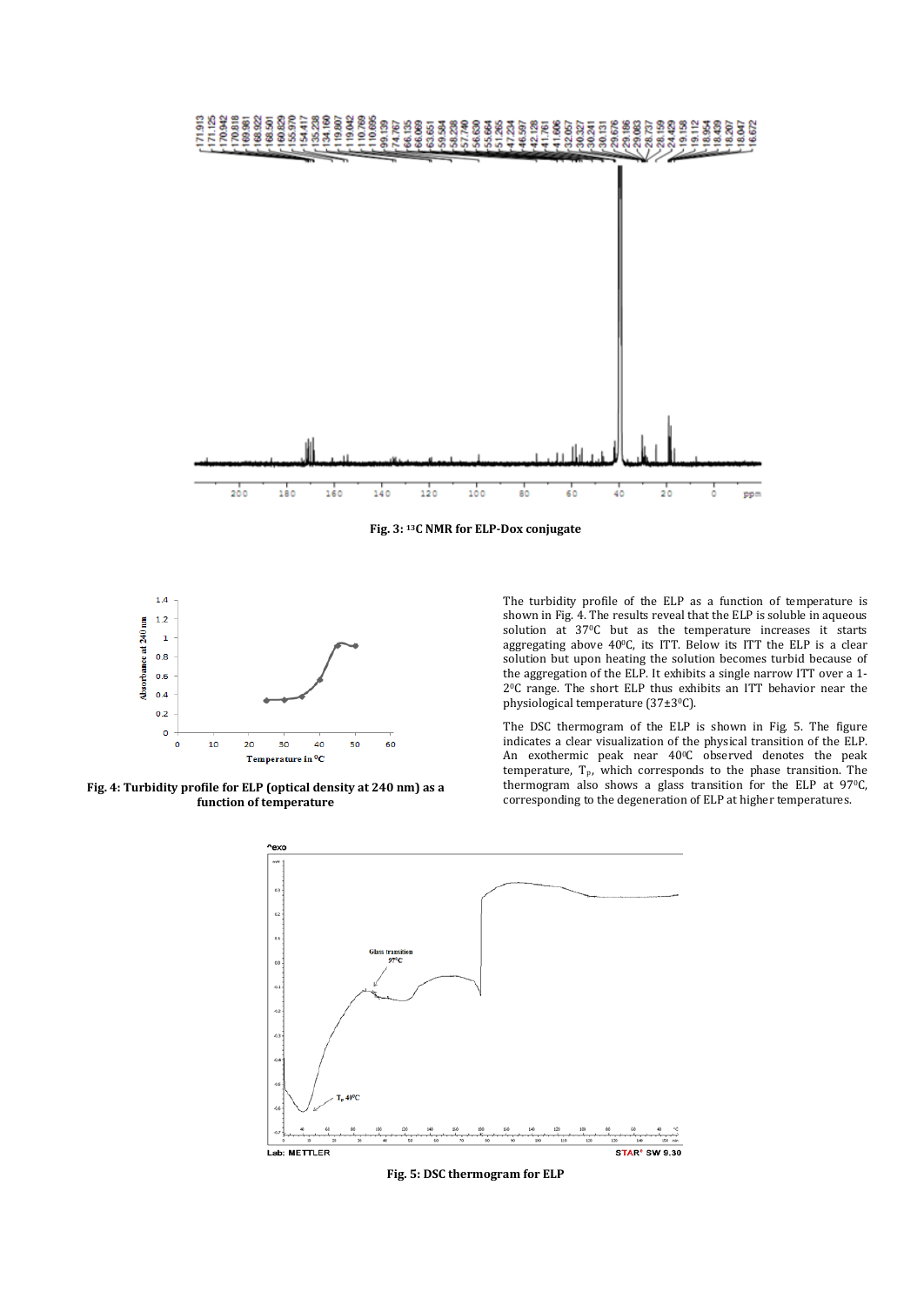**Fig. 3: $^{13}$C NMR for ELP-Dox conjugate**

**Fig. 4: Turbidity profile for ELP (optical density at 240 nm) as a function of temperature**

The turbidity profile of the ELP as a function of temperature is shown in Fig. 4. The results reveal that the ELP is soluble in aqueous solution at 37°C but as the temperature increases it starts aggregating above 40°C, its ITT. Below its ITT the ELP is a clear solution but upon heating the solution becomes turbid because of the aggregation of the ELP. It exhibits a single narrow ITT over a 1-2°C range. The short ELP thus exhibits an ITT behavior near the physiological temperature (37±3°C).

The DSC thermogram of the ELP is shown in Fig. 5. The figure indicates a clear visualization of the physical transition of the ELP. An exothermic peak near 40°C observed denotes the peak temperature, $T_P$, which corresponds to the phase transition. The thermogram also shows a glass transition for the ELP at 97°C, corresponding to the degeneration of ELP at higher temperatures.

**Fig. 5: DSC thermogram for ELP**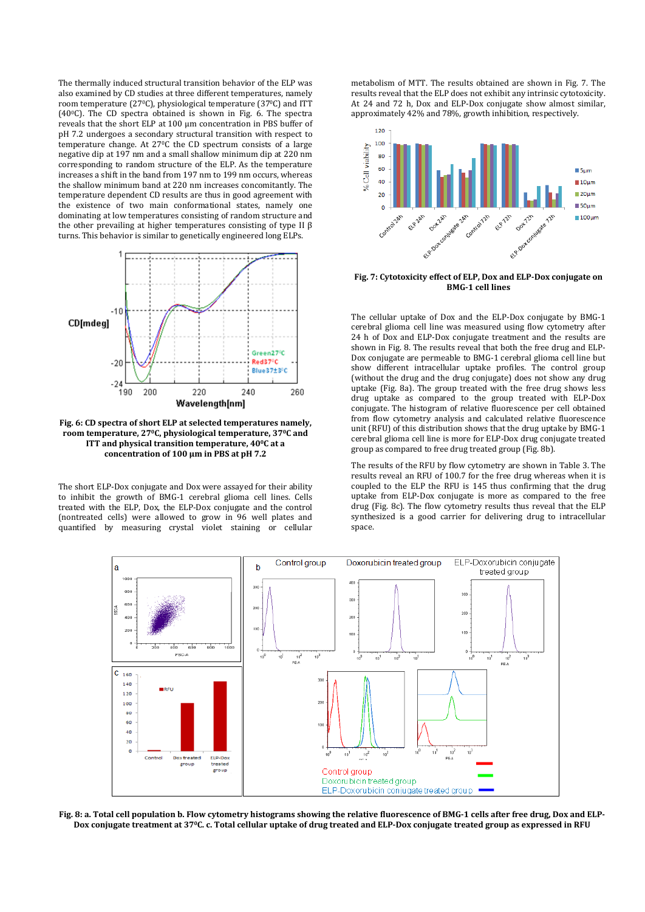The thermally induced structural transition behavior of the ELP was also examined by CD studies at three different temperatures, namely room temperature (27°C), physiological temperature (37°C) and ITT (40°C). The CD spectra obtained is shown in Fig. 6. The spectra reveals that the short ELP at 100 µm concentration in PBS buffer of pH 7.2 undergoes a secondary structural transition with respect to temperature change. At 27°C the CD spectrum consists of a large negative dip at 197 nm and a small shallow minimum dip at 220 nm corresponding to random structure of the ELP. As the temperature increases a shift in the band from 197 nm to 199 nm occurs, whereas the shallow minimum band at 220 nm increases concomitantly. The temperature dependent CD results are thus in good agreement with the existence of two main conformational states, namely one dominating at low temperatures consisting of random structure and the other prevailing at higher temperatures consisting of type II β turns. This behavior is similar to genetically engineered long ELPs.

**Fig. 6: CD spectra of short ELP at selected temperatures namely, room temperature, 27°C, physiological temperature, 37°C and ITT and physical transition temperature, 40°C at a concentration of 100 µm in PBS at pH 7.2**

The short ELP-Dox conjugate and Dox were assayed for their ability to inhibit the growth of BMG-1 cerebral glioma cell lines. Cells treated with the ELP, Dox, the ELP-Dox conjugate and the control (nontreated cells) were allowed to grow in 96 well plates and quantified by measuring crystal violet staining or cellular metabolism of MTT. The results obtained are shown in Fig. 7. The results reveal that the ELP does not exhibit any intrinsic cytotoxicity. At 24 and 72 h, Dox and ELP-Dox conjugate show almost similar, approximately 42% and 78%, growth inhibition, respectively.

**Fig. 7: Cytotoxicity effect of ELP, Dox and ELP-Dox conjugate on BMG-1 cell lines**

The cellular uptake of Dox and the ELP-Dox conjugate by BMG-1 cerebral glioma cell line was measured using flow cytometry after 24 h of Dox and ELP-Dox conjugate treatment and the results are shown in Fig. 8. The results reveal that both the free drug and ELP-Dox conjugate are permeable to BMG-1 cerebral glioma cell line but show different intracellular uptake profiles. The control group (without the drug and the drug conjugate) does not show any drug uptake (Fig. 8a). The group treated with the free drug shows less drug uptake as compared to the group treated with ELP-Dox conjugate. The histogram of relative fluorescence per cell obtained from flow cytometry analysis and calculated relative fluorescence unit (RFU) of this distribution shows that the drug uptake by BMG-1 cerebral glioma cell line is more for ELP-Dox drug conjugate treated group as compared to free drug treated group (Fig. 8b).

The results of the RFU by flow cytometry are shown in Table 3. The results reveal an RFU of 100.7 for the free drug whereas when it is coupled to the ELP the RFU is 145 thus confirming that the drug uptake from ELP-Dox conjugate is more as compared to the free drug (Fig. 8c). The flow cytometry results thus reveal that the ELP synthesized is a good carrier for delivering drug to intracellular space.

**Fig. 8: a. Total cell population b. Flow cytometry histograms showing the relative fluorescence of BMG-1 cells after free drug, Dox and ELP-Dox conjugate treatment at 37°C. c. Total cellular uptake of drug treated and ELP-Dox conjugate treated group as expressed in RFU**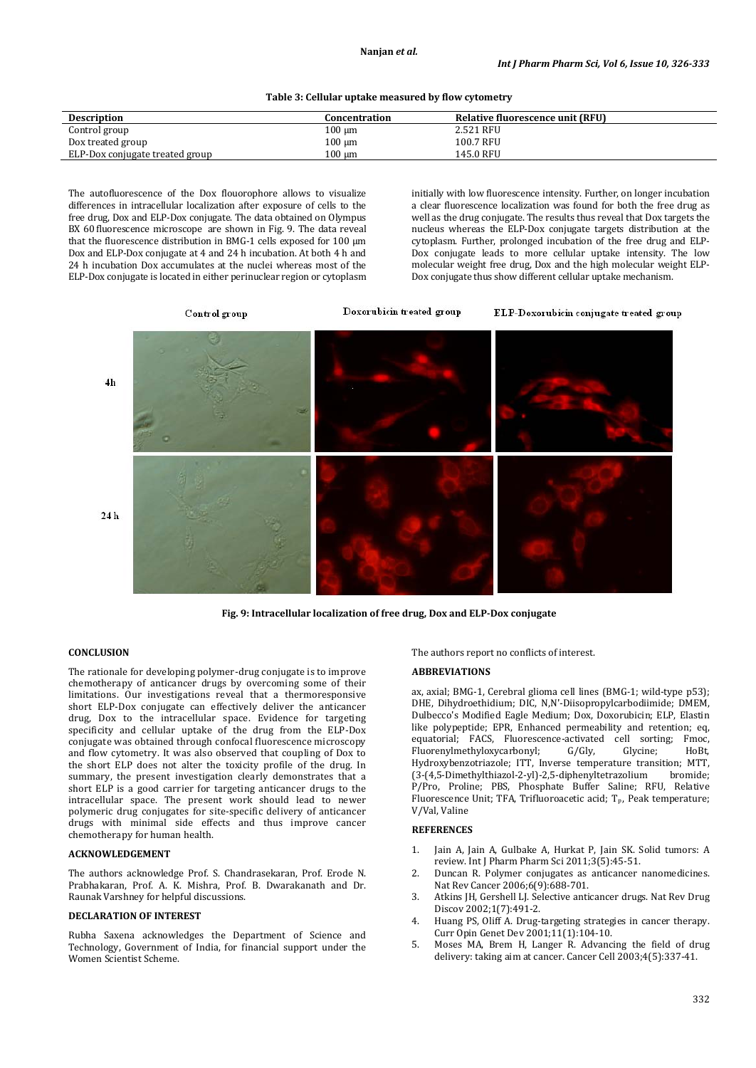**Table 3: Cellular uptake measured by flow cytometry**

| Description | Concentration | Relative fluorescence unit (RFU) |
|---|---|---|
| Control group | 100 µm | 2.521 RFU |
| Dox treated group | 100 µm | 100.7 RFU |
| ELP-Dox conjugate treated group | 100 µm | 145.0 RFU |

The autofluorescence of the Dox flouorophore allows to visualize differences in intracellular localization after exposure of cells to the free drug, Dox and ELP-Dox conjugate. The data obtained on Olympus BX 60 fluorescence microscope are shown in Fig. 9. The data reveal that the fluorescence distribution in BMG-1 cells exposed for 100 µm Dox and ELP-Dox conjugate at 4 and 24 h incubation. At both 4 h and 24 h incubation Dox accumulates at the nuclei whereas most of the ELP-Dox conjugate is located in either perinuclear region or cytoplasm initially with low fluorescence intensity. Further, on longer incubation a clear fluorescence localization was found for both the free drug as well as the drug conjugate. The results thus reveal that Dox targets the nucleus whereas the ELP-Dox conjugate targets distribution at the cytoplasm. Further, prolonged incubation of the free drug and ELP-Dox conjugate leads to more cellular uptake intensity. The low molecular weight free drug, Dox and the high molecular weight ELP-Dox conjugate thus show different cellular uptake mechanism.

**Fig. 9: Intracellular localization of free drug, Dox and ELP-Dox conjugate**

## CONCLUSION

The rationale for developing polymer-drug conjugate is to improve chemotherapy of anticancer drugs by overcoming some of their limitations. Our investigations reveal that a thermoresponsive short ELP-Dox conjugate can effectively deliver the anticancer drug, Dox to the intracellular space. Evidence for targeting specificity and cellular uptake of the drug from the ELP-Dox conjugate was obtained through confocal fluorescence microscopy and flow cytometry. It was also observed that coupling of Dox to the short ELP does not alter the toxicity profile of the drug. In summary, the present investigation clearly demonstrates that a short ELP is a good carrier for targeting anticancer drugs to the intracellular space. The present work should lead to newer polymeric drug conjugates for site-specific delivery of anticancer drugs with minimal side effects and thus improve cancer chemotherapy for human health.

## ACKNOWLEDGEMENT

The authors acknowledge Prof. S. Chandrasekaran, Prof. Erode N. Prabhakaran, Prof. A. K. Mishra, Prof. B. Dwarakanath and Dr. Raunak Varshney for helpful discussions.

## DECLARATION OF INTEREST

Rubha Saxena acknowledges the Department of Science and Technology, Government of India, for financial support under the Women Scientist Scheme.

The authors report no conflicts of interest.

## ABBREVIATIONS

ax, axial; BMG-1, Cerebral glioma cell lines (BMG-1; wild-type p53); DHE, Dihydroethidium; DIC, N,N'-Diisopropylcarbodiimide; DMEM, Dulbecco's Modified Eagle Medium; Dox, Doxorubicin; ELP, Elastin like polypeptide; EPR, Enhanced permeability and retention; eq, equatorial; FACS, Fluorescence-activated cell sorting; Fmoc, Fluorenylmethyloxycarbonyl; G/Gly, Glycine; HoBt, Hydroxybenzotriazole; ITT, Inverse temperature transition; MTT, (3-(4,5-Dimethylthiazol-2-yl)-2,5-diphenyltetrazolium bromide; P/Pro, Proline; PBS, Phosphate Buffer Saline; RFU, Relative Fluorescence Unit; TFA, Trifluoroacetic acid; $T_P$, Peak temperature; V/Val, Valine

## REFERENCES

1. Jain A, Jain A, Gulbake A, Hurkat P, Jain SK. Solid tumors: A review. Int J Pharm Pharm Sci 2011;3(5):45-51.
2. Duncan R. Polymer conjugates as anticancer nanomedicines. Nat Rev Cancer 2006;6(9):688-701.
3. Atkins JH, Gershell LJ. Selective anticancer drugs. Nat Rev Drug Discov 2002;1(7):491-2.
4. Huang PS, Oliff A. Drug-targeting strategies in cancer therapy. Curr Opin Genet Dev 2001;11(1):104-10.
5. Moses MA, Brem H, Langer R. Advancing the field of drug delivery: taking aim at cancer. Cancer Cell 2003;4(5):337-41.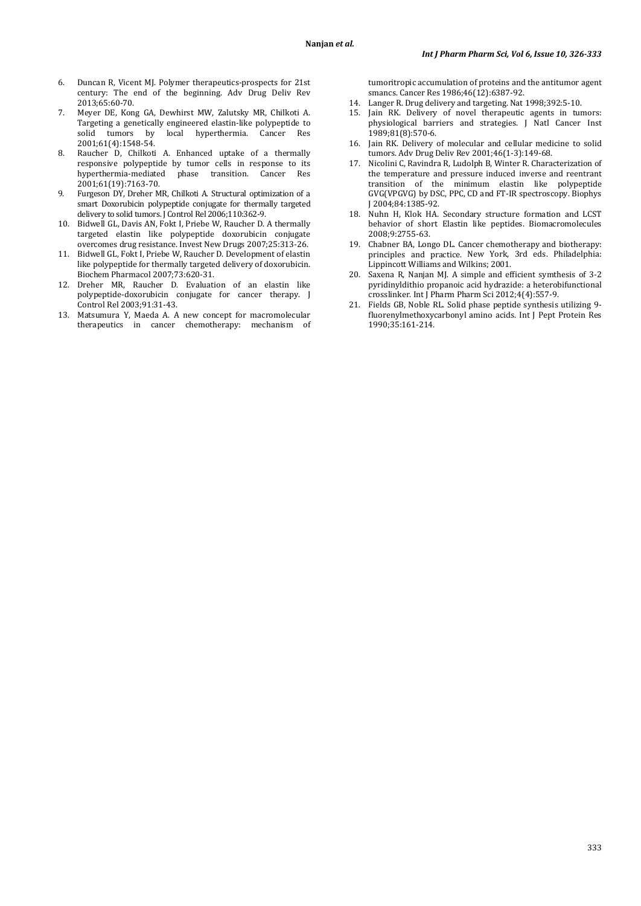6. Duncan R, Vicent MJ. Polymer therapeutics-prospects for 21st century: The end of the beginning. Adv Drug Deliv Rev 2013;65:60-70.
7. Meyer DE, Kong GA, Dewhirst MW, Zalutsky MR, Chilkoti A. Targeting a genetically engineered elastin-like polypeptide to solid tumors by local hyperthermia. Cancer Res 2001;61(4):1548-54.
8. Raucher D, Chilkoti A. Enhanced uptake of a thermally responsive polypeptide by tumor cells in response to its hyperthermia-mediated phase transition. Cancer Res 2001;61(19):7163-70.
9. Furgeson DY, Dreher MR, Chilkoti A. Structural optimization of a smart Doxorubicin polypeptide conjugate for thermally targeted delivery to solid tumors. J Control Rel 2006;110:362-9.
10. Bidwell GL, Davis AN, Fokt I, Priebe W, Raucher D. A thermally targeted elastin like polypeptide doxorubicin conjugate overcomes drug resistance. Invest New Drugs 2007;25:313-26.
11. Bidwell GL, Fokt I, Priebe W, Raucher D. Development of elastin like polypeptide for thermally targeted delivery of doxorubicin. Biochem Pharmacol 2007;73:620-31.
12. Dreher MR, Raucher D. Evaluation of an elastin like polypeptide-doxorubicin conjugate for cancer therapy. J Control Rel 2003;91:31-43.
13. Matsumura Y, Maeda A. A new concept for macromolecular therapeutics in cancer chemotherapy: mechanism of tumoritropic accumulation of proteins and the antitumor agent smancs. Cancer Res 1986;46(12):6387-92.
14. Langer R. Drug delivery and targeting. Nat 1998;392:5-10.
15. Jain RK. Delivery of novel therapeutic agents in tumors: physiological barriers and strategies. J Natl Cancer Inst 1989;81(8):570-6.
16. Jain RK. Delivery of molecular and cellular medicine to solid tumors. Adv Drug Deliv Rev 2001;46(1-3):149-68.
17. Nicolini C, Ravindra R, Ludolph B, Winter R. Characterization of the temperature and pressure induced inverse and reentrant transition of the minimum elastin like polypeptide GVG(VPGVG) by DSC, PPC, CD and FT-IR spectroscopy. Biophys J 2004;84:1385-92.
18. Nuhn H, Klok HA. Secondary structure formation and LCST behavior of short Elastin like peptides. Biomacromolecules 2008;9:2755-63.
19. Chabner BA, Longo DL. Cancer chemotherapy and biotherapy: principles and practice. New York, 3rd eds. Philadelphia: Lippincott Williams and Wilkins; 2001.
20. Saxena R, Nanjan MJ. A simple and efficient symthesis of 3-2 pyridinyldithio propanoic acid hydrazide: a heterobifunctional crosslinker. Int J Pharm Pharm Sci 2012;4(4):557-9.
21. Fields GB, Noble RL. Solid phase peptide synthesis utilizing 9-fluorenylmethoxycarbonyl amino acids. Int J Pept Protein Res 1990;35:161-214.